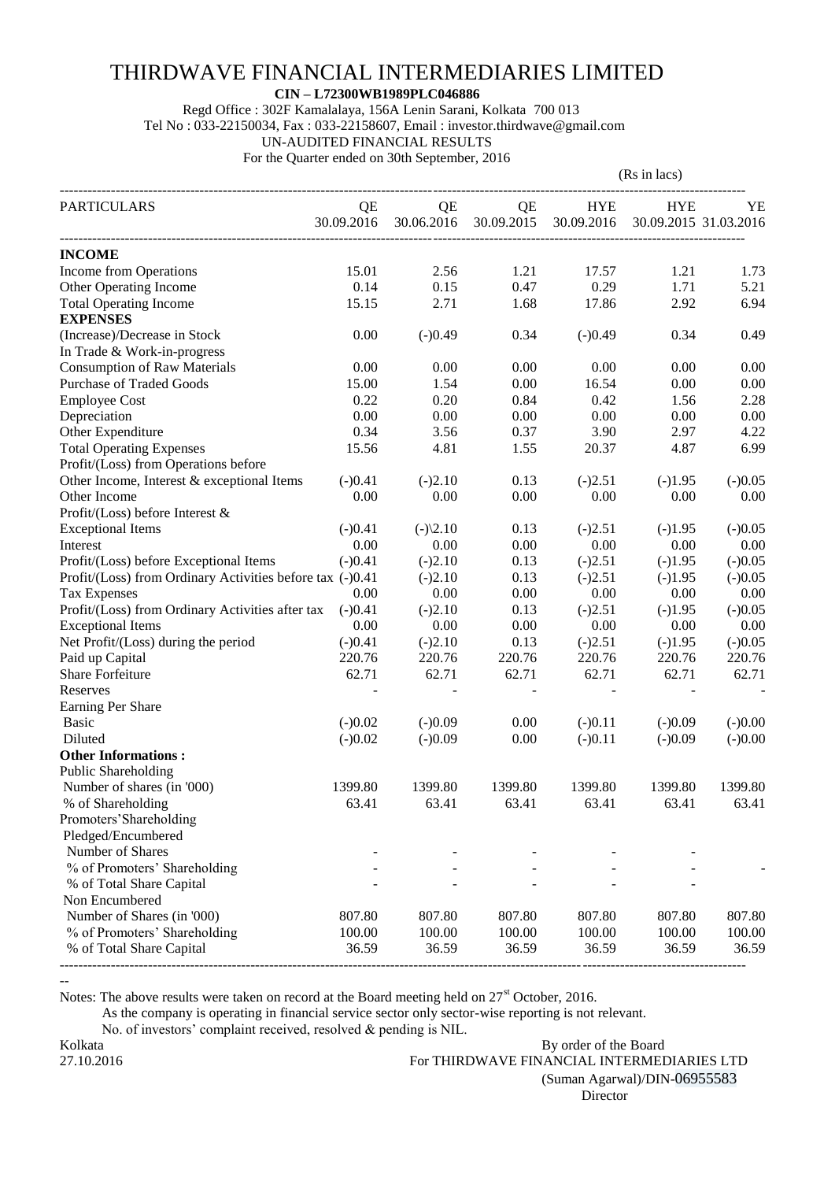# THIRDWAVE FINANCIAL INTERMEDIARIES LIMITED

**CIN – L72300WB1989PLC046886**

Regd Office : 302F Kamalalaya, 156A Lenin Sarani, Kolkata 700 013

Tel No : 033-22150034, Fax : 033-22158607, Email : investor.thirdwave@gmail.com

UN-AUDITED FINANCIAL RESULTS

For the Quarter ended on 30th September, 2016

(Rs in lacs)

| PARTICULARS | QE 30.09.2016 | QE 30.06.2016 | QE 30.09.2015 | HYE 30.09.2016 | HYE 30.09.2015 | YE 31.03.2016 |
|---|---|---|---|---|---|---|
| **INCOME** | | | | | | |
| Income from Operations | 15.01 | 2.56 | 1.21 | 17.57 | 1.21 | 1.73 |
| Other Operating Income | 0.14 | 0.15 | 0.47 | 0.29 | 1.71 | 5.21 |
| Total Operating Income | 15.15 | 2.71 | 1.68 | 17.86 | 2.92 | 6.94 |
| **EXPENSES** | | | | | | |
| (Increase)/Decrease in Stock In Trade & Work-in-progress | 0.00 | (-)0.49 | 0.34 | (-)0.49 | 0.34 | 0.49 |
| Consumption of Raw Materials | 0.00 | 0.00 | 0.00 | 0.00 | 0.00 | 0.00 |
| Purchase of Traded Goods | 15.00 | 1.54 | 0.00 | 16.54 | 0.00 | 0.00 |
| Employee Cost | 0.22 | 0.20 | 0.84 | 0.42 | 1.56 | 2.28 |
| Depreciation | 0.00 | 0.00 | 0.00 | 0.00 | 0.00 | 0.00 |
| Other Expenditure | 0.34 | 3.56 | 0.37 | 3.90 | 2.97 | 4.22 |
| Total Operating Expenses | 15.56 | 4.81 | 1.55 | 20.37 | 4.87 | 6.99 |
| Profit/(Loss) from Operations before Other Income, Interest & exceptional Items | (-)0.41 | (-)2.10 | 0.13 | (-)2.51 | (-)1.95 | (-)0.05 |
| Other Income | 0.00 | 0.00 | 0.00 | 0.00 | 0.00 | 0.00 |
| Profit/(Loss) before Interest & Exceptional Items | (-)0.41 | (-)\2.10 | 0.13 | (-)2.51 | (-)1.95 | (-)0.05 |
| Interest | 0.00 | 0.00 | 0.00 | 0.00 | 0.00 | 0.00 |
| Profit/(Loss) before Exceptional Items | (-)0.41 | (-)2.10 | 0.13 | (-)2.51 | (-)1.95 | (-)0.05 |
| Profit/(Loss) from Ordinary Activities before tax | (-)0.41 | (-)2.10 | 0.13 | (-)2.51 | (-)1.95 | (-)0.05 |
| Tax Expenses | 0.00 | 0.00 | 0.00 | 0.00 | 0.00 | 0.00 |
| Profit/(Loss) from Ordinary Activities after tax | (-)0.41 | (-)2.10 | 0.13 | (-)2.51 | (-)1.95 | (-)0.05 |
| Exceptional Items | 0.00 | 0.00 | 0.00 | 0.00 | 0.00 | 0.00 |
| Net Profit/(Loss) during the period | (-)0.41 | (-)2.10 | 0.13 | (-)2.51 | (-)1.95 | (-)0.05 |
| Paid up Capital | 220.76 | 220.76 | 220.76 | 220.76 | 220.76 | 220.76 |
| Share Forfeiture | 62.71 | 62.71 | 62.71 | 62.71 | 62.71 | 62.71 |
| Reserves | - | - | - | - | - | - |
| Earning Per Share | | | | | | |
| Basic | (-)0.02 | (-)0.09 | 0.00 | (-)0.11 | (-)0.09 | (-)0.00 |
| Diluted | (-)0.02 | (-)0.09 | 0.00 | (-)0.11 | (-)0.09 | (-)0.00 |
| **Other Informations :** | | | | | | |
| Public Shareholding | | | | | | |
| Number of shares (in '000) | 1399.80 | 1399.80 | 1399.80 | 1399.80 | 1399.80 | 1399.80 |
| % of Shareholding | 63.41 | 63.41 | 63.41 | 63.41 | 63.41 | 63.41 |
| Promoters' Shareholding | | | | | | |
| Pledged/Encumbered | | | | | | |
| Number of Shares | - | - | - | - | - | |
| % of Promoters' Shareholding | - | - | - | - | - | - |
| % of Total Share Capital | - | - | - | - | - | |
| Non Encumbered | | | | | | |
| Number of Shares (in '000) | 807.80 | 807.80 | 807.80 | 807.80 | 807.80 | 807.80 |
| % of Promoters' Shareholding | 100.00 | 100.00 | 100.00 | 100.00 | 100.00 | 100.00 |
| % of Total Share Capital | 36.59 | 36.59 | 36.59 | 36.59 | 36.59 | 36.59 |

Notes: The above results were taken on record at the Board meeting held on 27st October, 2016.

As the company is operating in financial service sector only sector-wise reporting is not relevant.

No. of investors' complaint received, resolved & pending is NIL.

Kolkata
27.10.2016

By order of the Board
For THIRDWAVE FINANCIAL INTERMEDIARIES LTD
(Suman Agarwal)/DIN-06955583
Director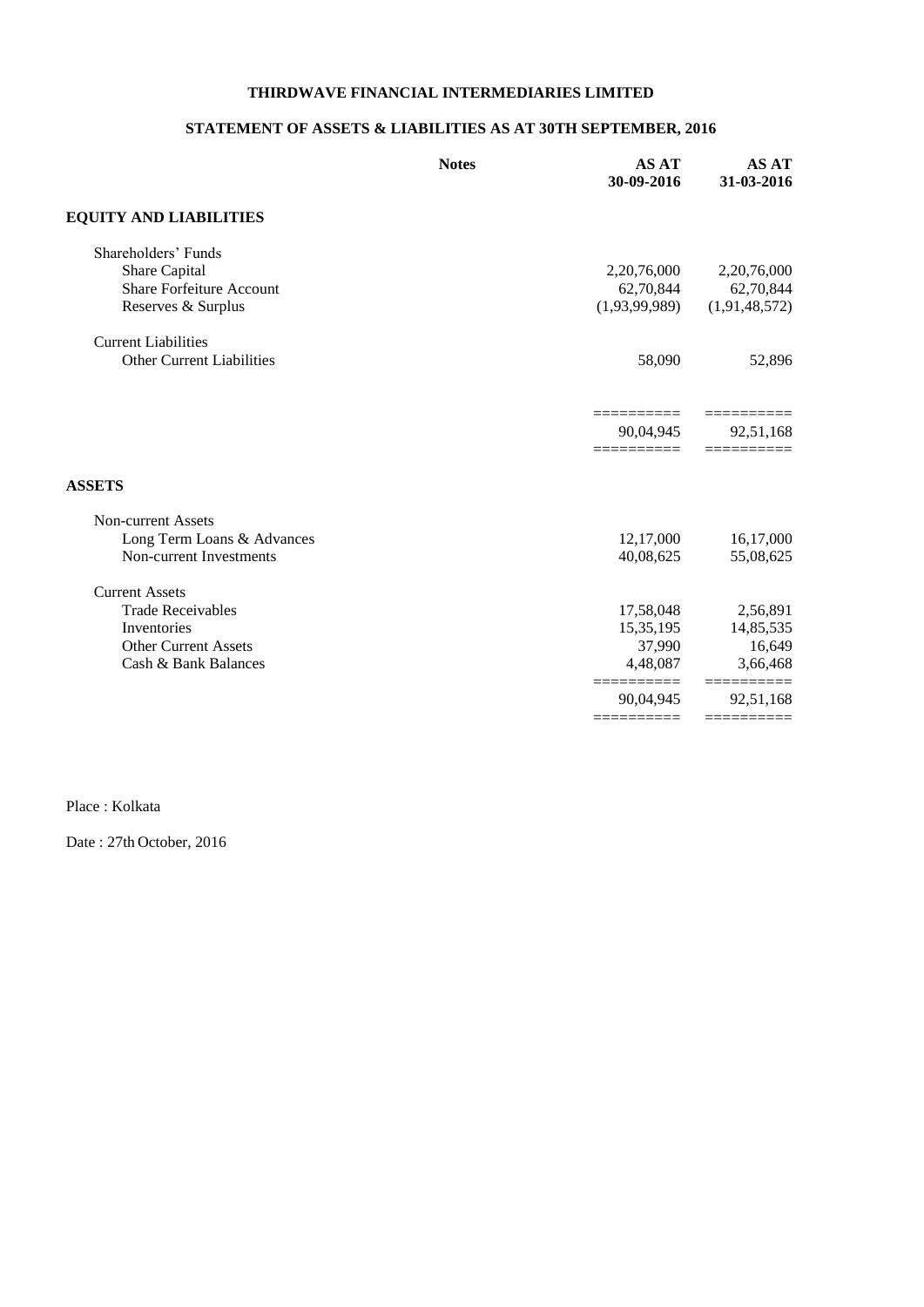# THIRDWAVE FINANCIAL INTERMEDIARIES LIMITED

## STATEMENT OF ASSETS & LIABILITIES AS AT 30TH SEPTEMBER, 2016

| | Notes | AS AT 30-09-2016 | AS AT 31-03-2016 |
|---|---|---|---|
| **EQUITY AND LIABILITIES** | | | |
| Shareholders' Funds | | | |
| Share Capital | | 2,20,76,000 | 2,20,76,000 |
| Share Forfeiture Account | | 62,70,844 | 62,70,844 |
| Reserves & Surplus | | (1,93,99,989) | (1,91,48,572) |
| Current Liabilities | | | |
| Other Current Liabilities | | 58,090 | 52,896 |
| | | 90,04,945 | 92,51,168 |
| **ASSETS** | | | |
| Non-current Assets | | | |
| Long Term Loans & Advances | | 12,17,000 | 16,17,000 |
| Non-current Investments | | 40,08,625 | 55,08,625 |
| Current Assets | | | |
| Trade Receivables | | 17,58,048 | 2,56,891 |
| Inventories | | 15,35,195 | 14,85,535 |
| Other Current Assets | | 37,990 | 16,649 |
| Cash & Bank Balances | | 4,48,087 | 3,66,468 |
| | | 90,04,945 | 92,51,168 |

Place : Kolkata

Date : 27th October, 2016